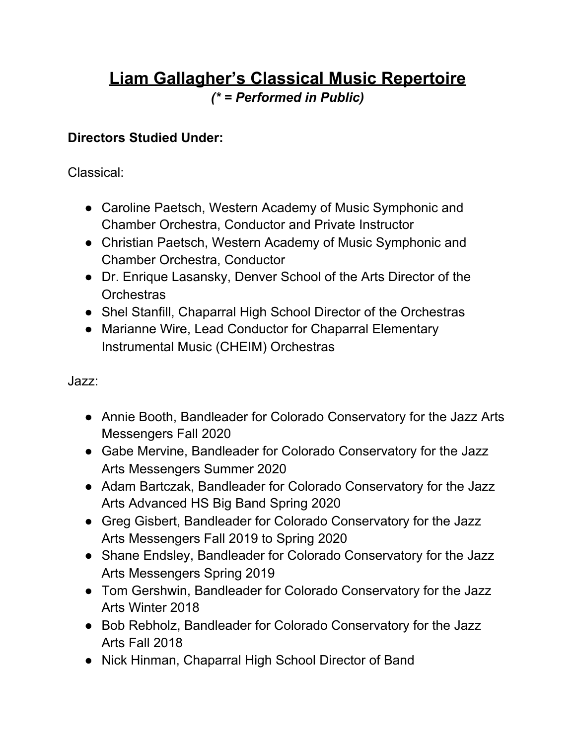# Liam Gallagher's Classical Music Repertoire

***(* = Performed in Public)***

**Directors Studied Under:**

Classical:

- Caroline Paetsch, Western Academy of Music Symphonic and Chamber Orchestra, Conductor and Private Instructor
- Christian Paetsch, Western Academy of Music Symphonic and Chamber Orchestra, Conductor
- Dr. Enrique Lasansky, Denver School of the Arts Director of the Orchestras
- Shel Stanfill, Chaparral High School Director of the Orchestras
- Marianne Wire, Lead Conductor for Chaparral Elementary Instrumental Music (CHEIM) Orchestras

Jazz:

- Annie Booth, Bandleader for Colorado Conservatory for the Jazz Arts Messengers Fall 2020
- Gabe Mervine, Bandleader for Colorado Conservatory for the Jazz Arts Messengers Summer 2020
- Adam Bartczak, Bandleader for Colorado Conservatory for the Jazz Arts Advanced HS Big Band Spring 2020
- Greg Gisbert, Bandleader for Colorado Conservatory for the Jazz Arts Messengers Fall 2019 to Spring 2020
- Shane Endsley, Bandleader for Colorado Conservatory for the Jazz Arts Messengers Spring 2019
- Tom Gershwin, Bandleader for Colorado Conservatory for the Jazz Arts Winter 2018
- Bob Rebholz, Bandleader for Colorado Conservatory for the Jazz Arts Fall 2018
- Nick Hinman, Chaparral High School Director of Band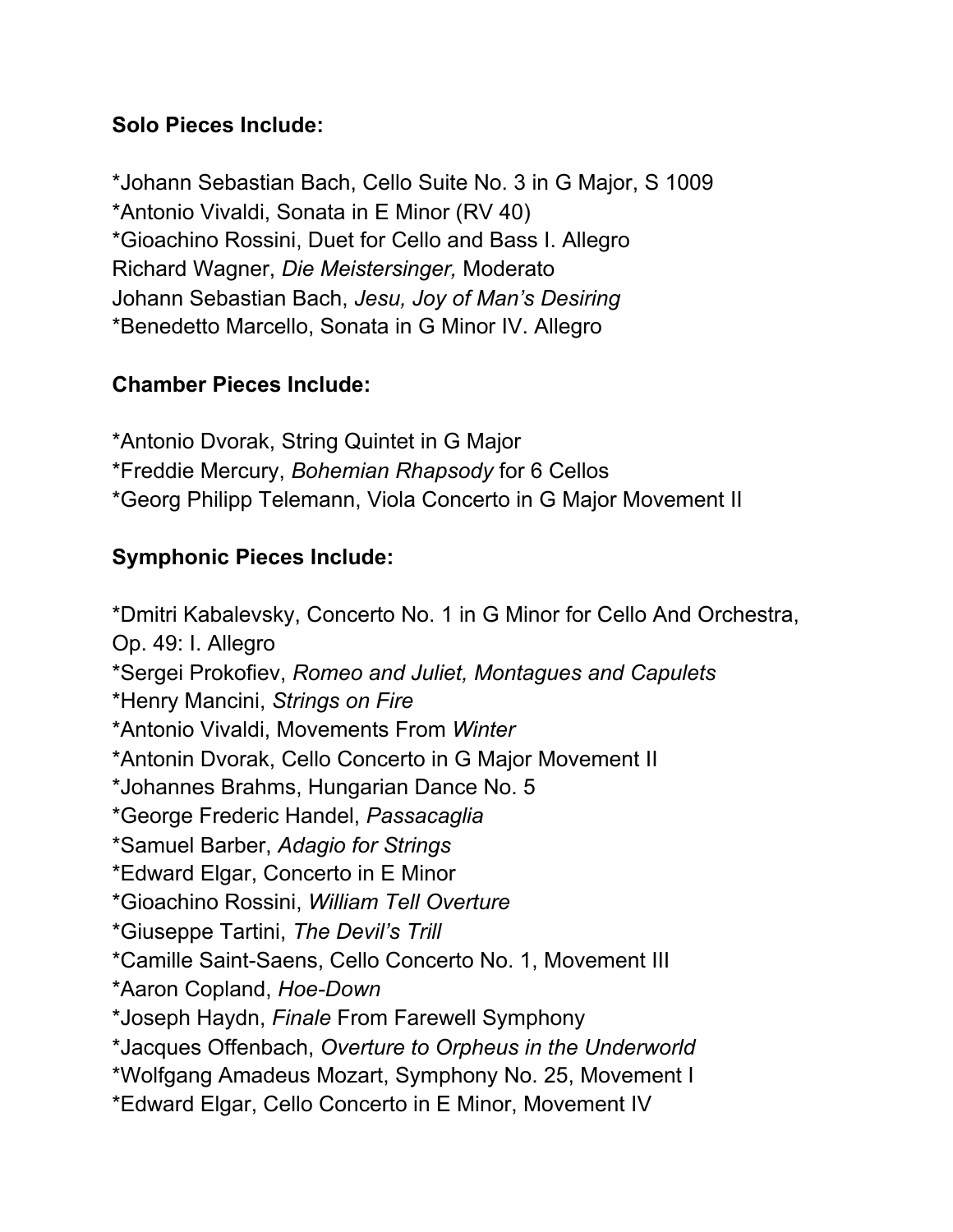**Solo Pieces Include:**

*Johann Sebastian Bach, Cello Suite No. 3 in G Major, S 1009
*Antonio Vivaldi, Sonata in E Minor (RV 40)
*Gioachino Rossini, Duet for Cello and Bass I. Allegro
Richard Wagner, *Die Meistersinger,* Moderato
Johann Sebastian Bach, *Jesu, Joy of Man's Desiring*
*Benedetto Marcello, Sonata in G Minor IV. Allegro

**Chamber Pieces Include:**

*Antonio Dvorak, String Quintet in G Major
*Freddie Mercury, *Bohemian Rhapsody* for 6 Cellos
*Georg Philipp Telemann, Viola Concerto in G Major Movement II

**Symphonic Pieces Include:**

*Dmitri Kabalevsky, Concerto No. 1 in G Minor for Cello And Orchestra, Op. 49: I. Allegro
*Sergei Prokofiev, *Romeo and Juliet, Montagues and Capulets*
*Henry Mancini, *Strings on Fire*
*Antonio Vivaldi, Movements From *Winter*
*Antonin Dvorak, Cello Concerto in G Major Movement II
*Johannes Brahms, Hungarian Dance No. 5
*George Frederic Handel, *Passacaglia*
*Samuel Barber, *Adagio for Strings*
*Edward Elgar, Concerto in E Minor
*Gioachino Rossini, *William Tell Overture*
*Giuseppe Tartini, *The Devil's Trill*
*Camille Saint-Saens, Cello Concerto No. 1, Movement III
*Aaron Copland, *Hoe-Down*
*Joseph Haydn, *Finale* From Farewell Symphony
*Jacques Offenbach, *Overture to Orpheus in the Underworld*
*Wolfgang Amadeus Mozart, Symphony No. 25, Movement I
*Edward Elgar, Cello Concerto in E Minor, Movement IV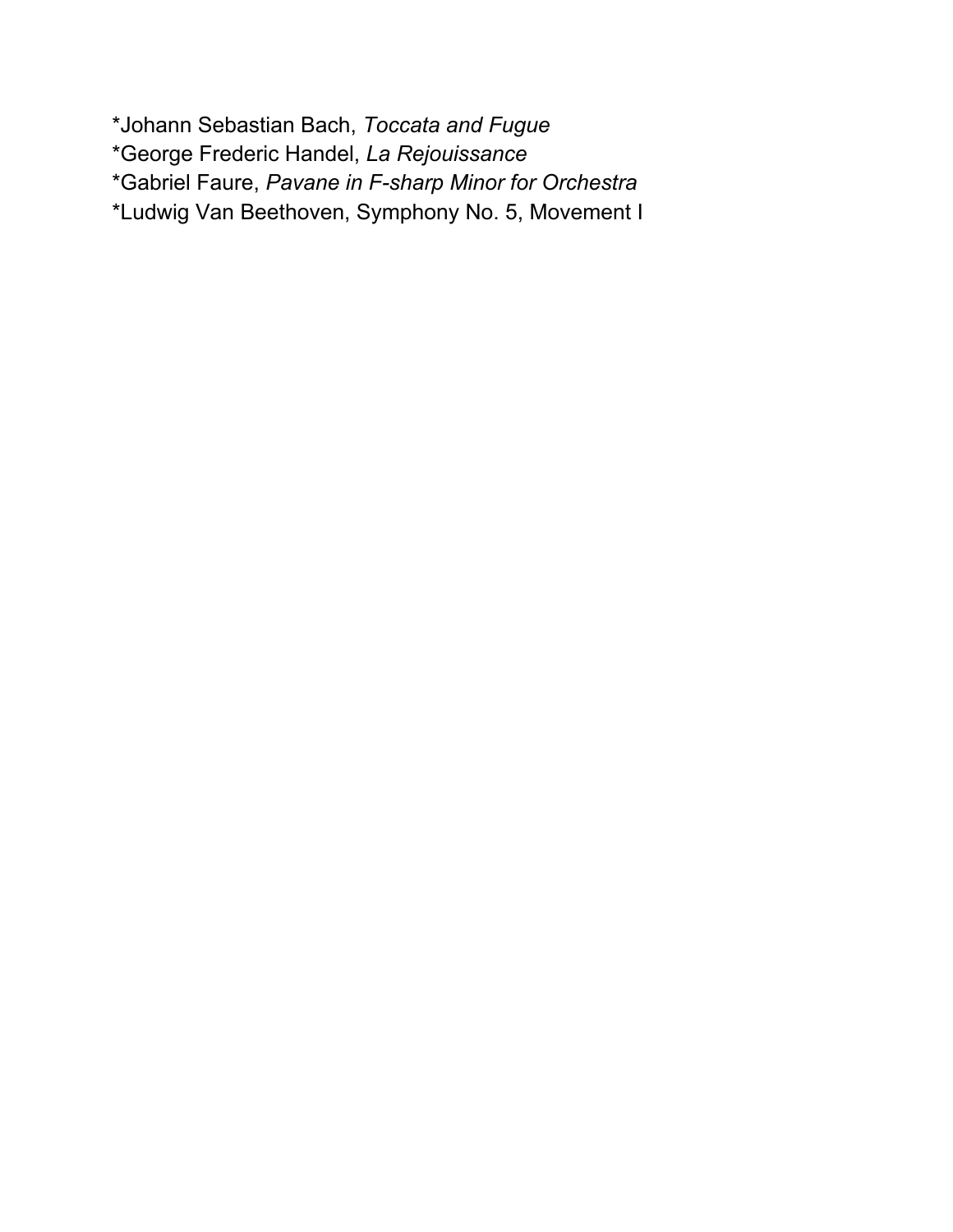*Johann Sebastian Bach, *Toccata and Fugue*
*George Frederic Handel, *La Rejouissance*
*Gabriel Faure, *Pavane in F-sharp Minor for Orchestra*
*Ludwig Van Beethoven, Symphony No. 5, Movement I